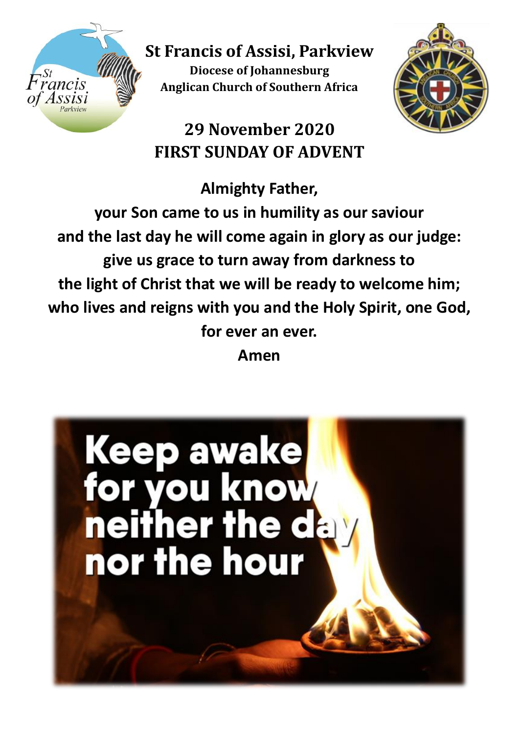# St Francis of Assisi, Parkview

**Diocese of Johannesburg**
**Anglican Church of Southern Africa**

## 29 November 2020
## FIRST SUNDAY OF ADVENT

**Almighty Father,**
**your Son came to us in humility as our saviour**
**and the last day he will come again in glory as our judge:**
**give us grace to turn away from darkness to**
**the light of Christ that we will be ready to welcome him;**
**who lives and reigns with you and the Holy Spirit, one God,**
**for ever an ever.**
**Amen**

**Keep awake for you know neither the day nor the hour**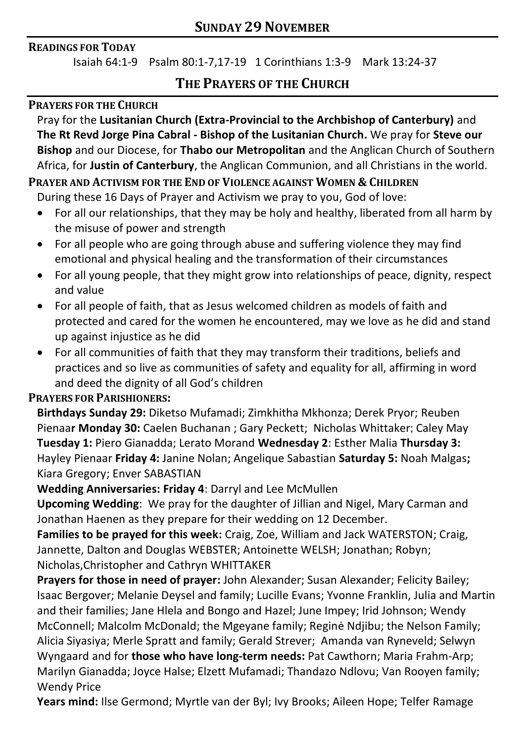# SUNDAY 29 NOVEMBER

**READINGS FOR TODAY**

Isaiah 64:1-9 Psalm 80:1-7,17-19 1 Corinthians 1:3-9 Mark 13:24-37

## THE PRAYERS OF THE CHURCH

**PRAYERS FOR THE CHURCH**

Pray for the **Lusitanian Church (Extra-Provincial to the Archbishop of Canterbury)** and **The Rt Revd Jorge Pina Cabral - Bishop of the Lusitanian Church.** We pray for **Steve our Bishop** and our Diocese, for **Thabo our Metropolitan** and the Anglican Church of Southern Africa, for **Justin of Canterbury**, the Anglican Communion, and all Christians in the world.

**PRAYER AND ACTIVISM FOR THE END OF VIOLENCE AGAINST WOMEN & CHILDREN**

During these 16 Days of Prayer and Activism we pray to you, God of love:

- For all our relationships, that they may be holy and healthy, liberated from all harm by the misuse of power and strength
- For all people who are going through abuse and suffering violence they may find emotional and physical healing and the transformation of their circumstances
- For all young people, that they might grow into relationships of peace, dignity, respect and value
- For all people of faith, that as Jesus welcomed children as models of faith and protected and cared for the women he encountered, may we love as he did and stand up against injustice as he did
- For all communities of faith that they may transform their traditions, beliefs and practices and so live as communities of safety and equality for all, affirming in word and deed the dignity of all God's children

**PRAYERS FOR PARISHIONERS:**

**Birthdays Sunday 29:** Diketso Mufamadi; Zimkhitha Mkhonza; Derek Pryor; Reuben Pienaa**r** **Monday 30:** Caelen Buchanan ; Gary Peckett; Nicholas Whittaker; Caley May **Tuesday 1:** Piero Gianadda; Lerato Morand **Wednesday 2**: Esther Malia **Thursday 3:** Hayley Pienaar **Friday 4:** Janine Nolan; Angelique Sabastian **Saturday 5:** Noah Malgas**;** Kiara Gregory; Enver SABASTIAN

**Wedding Anniversaries: Friday 4**: Darryl and Lee McMullen

**Upcoming Wedding**: We pray for the daughter of Jillian and Nigel, Mary Carman and Jonathan Haenen as they prepare for their wedding on 12 December.

**Families to be prayed for this week:** Craig, Zoe, William and Jack WATERSTON; Craig, Jannette, Dalton and Douglas WEBSTER; Antoinette WELSH; Jonathan; Robyn; Nicholas,Christopher and Cathryn WHITTAKER

**Prayers for those in need of prayer:** John Alexander; Susan Alexander; Felicity Bailey; Isaac Bergover; Melanie Deysel and family; Lucille Evans; Yvonne Franklin, Julia and Martin and their families; Jane Hlela and Bongo and Hazel; June Impey; Irid Johnson; Wendy McConnell; Malcolm McDonald; the Mgeyane family; Reginė Ndjibu; the Nelson Family; Alicia Siyasiya; Merle Spratt and family; Gerald Strever; Amanda van Ryneveld; Selwyn Wyngaard and for **those who have long-term needs:** Pat Cawthorn; Maria Frahm-Arp; Marilyn Gianadda; Joyce Halse; Elzett Mufamadi; Thandazo Ndlovu; Van Rooyen family; Wendy Price

**Years mind:** Ilse Germond; Myrtle van der Byl; Ivy Brooks; Aileen Hope; Telfer Ramage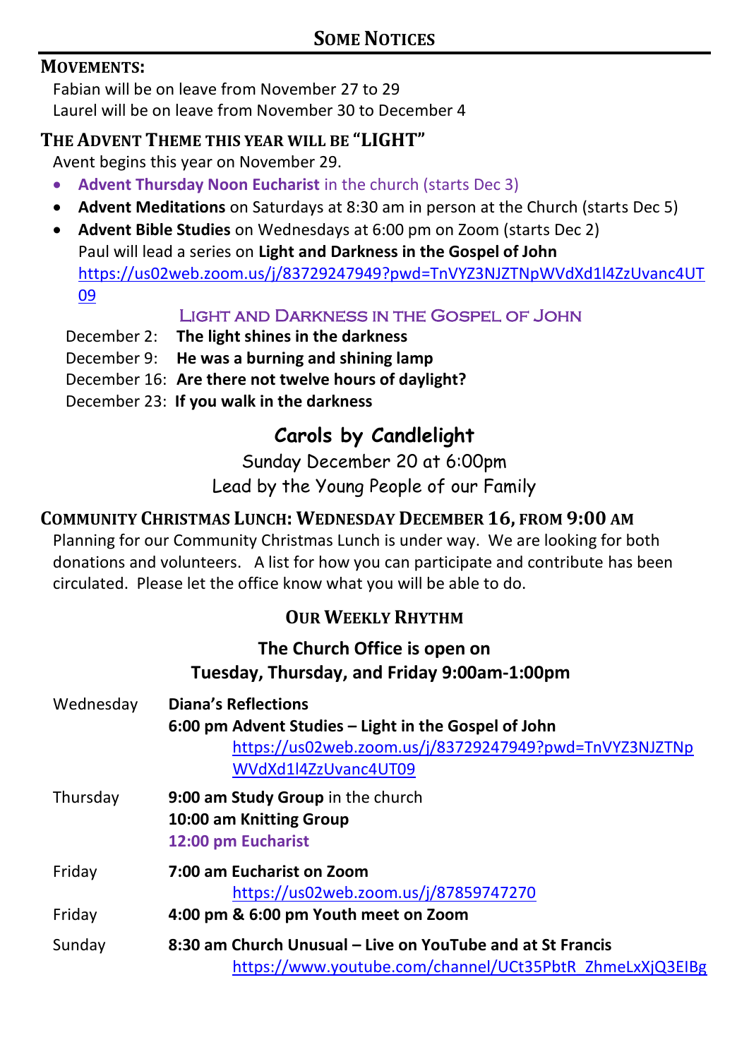## Some Notices

### Movements:

Fabian will be on leave from November 27 to 29
Laurel will be on leave from November 30 to December 4

### The Advent Theme this year will be "LIGHT"

Avent begins this year on November 29.

- **Advent Thursday Noon Eucharist** in the church (starts Dec 3)
- **Advent Meditations** on Saturdays at 8:30 am in person at the Church (starts Dec 5)
- **Advent Bible Studies** on Wednesdays at 6:00 pm on Zoom (starts Dec 2)
  Paul will lead a series on **Light and Darkness in the Gospel of John**
  https://us02web.zoom.us/j/83729247949?pwd=TnVYZ3NJZTNpWVdXd1l4ZzUvanc4UT09

#### Light and Darkness in the Gospel of John

December 2: **The light shines in the darkness**
December 9: **He was a burning and shining lamp**
December 16: **Are there not twelve hours of daylight?**
December 23: **If you walk in the darkness**

### Carols by Candlelight

Sunday December 20 at 6:00pm
Lead by the Young People of our Family

### Community Christmas Lunch: Wednesday December 16, from 9:00 am

Planning for our Community Christmas Lunch is under way. We are looking for both donations and volunteers. A list for how you can participate and contribute has been circulated. Please let the office know what you will be able to do.

### Our Weekly Rhythm

**The Church Office is open on**
**Tuesday, Thursday, and Friday 9:00am-1:00pm**

| | |
|---|---|
| Wednesday | **Diana's Reflections**<br>**6:00 pm Advent Studies – Light in the Gospel of John**<br>https://us02web.zoom.us/j/83729247949?pwd=TnVYZ3NJZTNpWVdXd1l4ZzUvanc4UT09 |
| Thursday | **9:00 am Study Group** in the church<br>**10:00 am Knitting Group**<br>**12:00 pm Eucharist** |
| Friday | **7:00 am Eucharist on Zoom**<br>https://us02web.zoom.us/j/87859747270 |
| Friday | **4:00 pm & 6:00 pm Youth meet on Zoom** |
| Sunday | **8:30 am Church Unusual – Live on YouTube and at St Francis**<br>https://www.youtube.com/channel/UCt35PbtR_ZhmeLxXjQ3EIBg |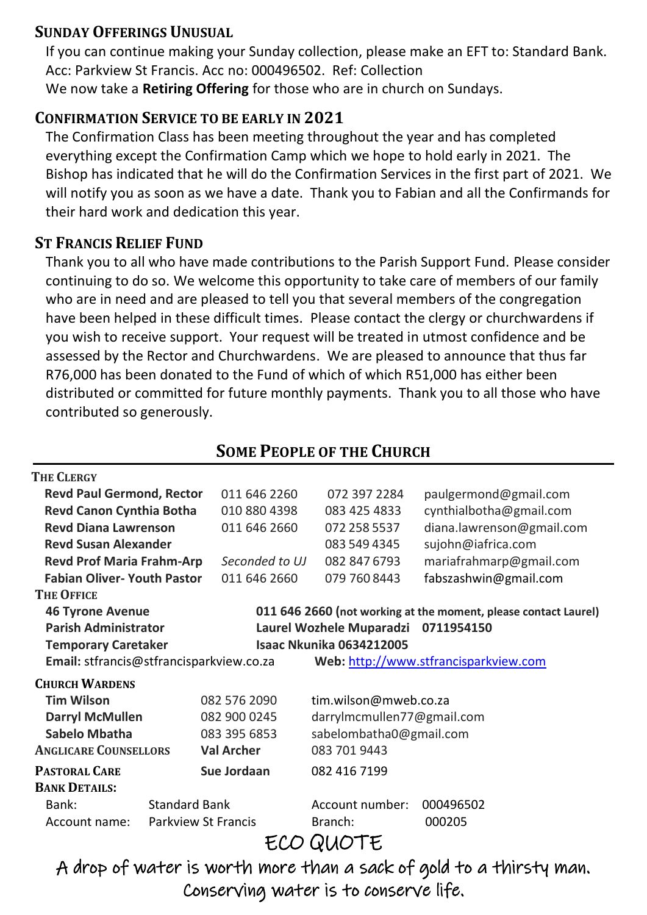## Sunday Offerings Unusual

If you can continue making your Sunday collection, please make an EFT to: Standard Bank. Acc: Parkview St Francis. Acc no: 000496502. Ref: Collection

We now take a **Retiring Offering** for those who are in church on Sundays.

## Confirmation Service to be early in 2021

The Confirmation Class has been meeting throughout the year and has completed everything except the Confirmation Camp which we hope to hold early in 2021. The Bishop has indicated that he will do the Confirmation Services in the first part of 2021. We will notify you as soon as we have a date. Thank you to Fabian and all the Confirmands for their hard work and dedication this year.

## St Francis Relief Fund

Thank you to all who have made contributions to the Parish Support Fund. Please consider continuing to do so. We welcome this opportunity to take care of members of our family who are in need and are pleased to tell you that several members of the congregation have been helped in these difficult times. Please contact the clergy or churchwardens if you wish to receive support. Your request will be treated in utmost confidence and be assessed by the Rector and Churchwardens. We are pleased to announce that thus far R76,000 has been donated to the Fund of which of which R51,000 has either been distributed or committed for future monthly payments. Thank you to all those who have contributed so generously.

## Some People of the Church

### The Clergy

| | | | |
|---|---|---|---|
| **Revd Paul Germond, Rector** | 011 646 2260 | 072 397 2284 | paulgermond@gmail.com |
| **Revd Canon Cynthia Botha** | 010 880 4398 | 083 425 4833 | cynthialbotha@gmail.com |
| **Revd Diana Lawrenson** | 011 646 2660 | 072 258 5537 | diana.lawrenson@gmail.com |
| **Revd Susan Alexander** | | 083 549 4345 | sujohn@iafrica.com |
| **Revd Prof Maria Frahm-Arp** | *Seconded to UJ* | 082 847 6793 | mariafrahmarp@gmail.com |
| **Fabian Oliver- Youth Pastor** | 011 646 2660 | 079 760 8443 | fabszashwin@gmail.com |

### The Office

| | |
|---|---|
| **46 Tyrone Avenue** | **011 646 2660 (not working at the moment, please contact Laurel)** |
| **Parish Administrator** | **Laurel Wozhele Muparadzi 0711954150** |
| **Temporary Caretaker** | **Isaac Nkunika 0634212005** |

**Email:** stfrancis@stfrancisparkview.co.za **Web:** http://www.stfrancisparkview.com

### Church Wardens

| | | |
|---|---|---|
| **Tim Wilson** | 082 576 2090 | tim.wilson@mweb.co.za |
| **Darryl McMullen** | 082 900 0245 | darrylmcmullen77@gmail.com |
| **Sabelo Mbatha** | 083 395 6853 | sabelombatha0@gmail.com |

**Anglicare Counsellors** **Val Archer** 083 701 9443

**Pastoral Care** **Sue Jordaan** 082 416 7199

### Bank Details:

| | | | |
|---|---|---|---|
| Bank: | Standard Bank | Account number: | 000496502 |
| Account name: | Parkview St Francis | Branch: | 000205 |

## ECO QUOTE

A drop of water is worth more than a sack of gold to a thirsty man. Conserving water is to conserve life.